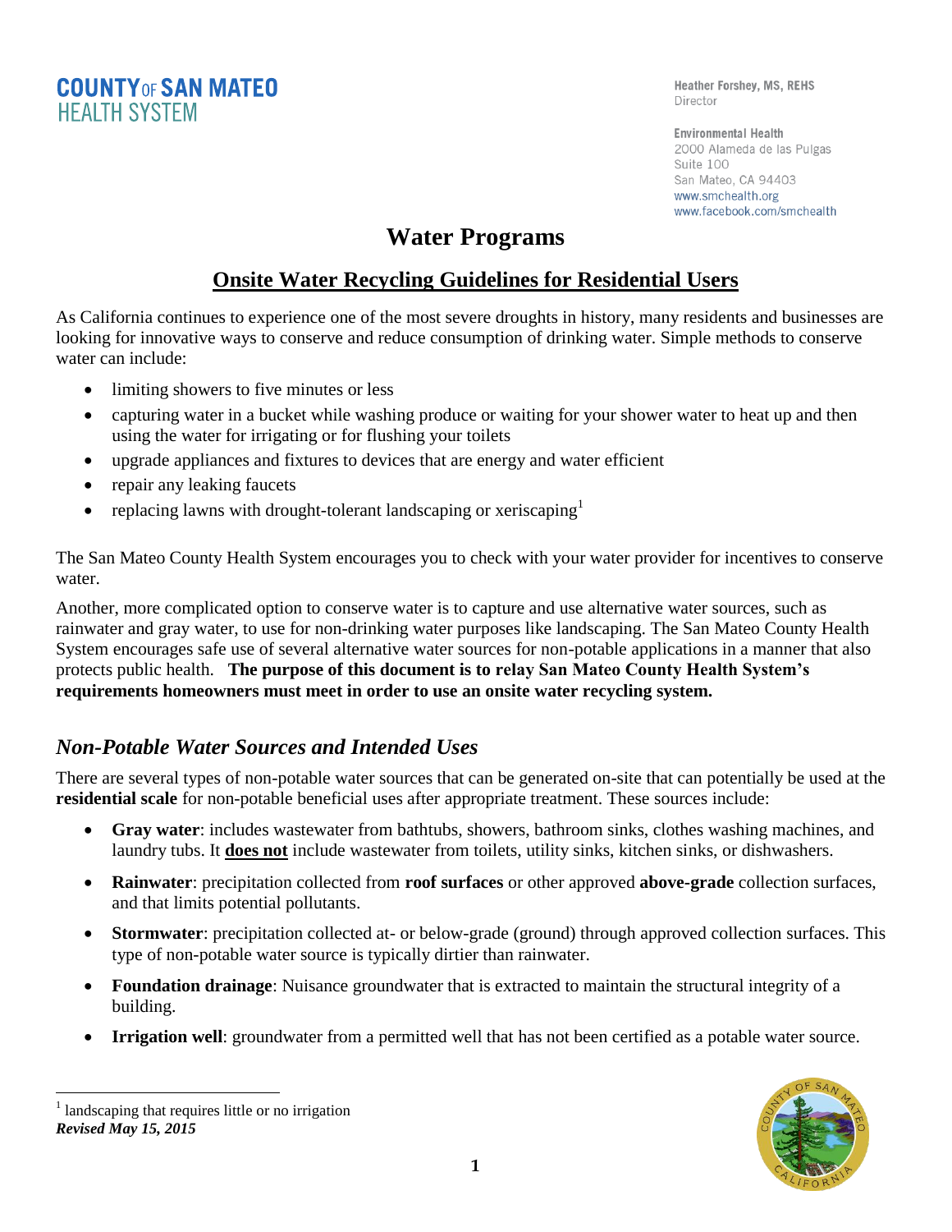COUNTY OF SAN MATEO
HEALTH SYSTEM

Heather Forshey, MS, REHS
Director

Environmental Health
2000 Alameda de las Pulgas
Suite 100
San Mateo, CA 94403
www.smchealth.org
www.facebook.com/smchealth

# Water Programs

## Onsite Water Recycling Guidelines for Residential Users

As California continues to experience one of the most severe droughts in history, many residents and businesses are looking for innovative ways to conserve and reduce consumption of drinking water. Simple methods to conserve water can include:

- limiting showers to five minutes or less
- capturing water in a bucket while washing produce or waiting for your shower water to heat up and then using the water for irrigating or for flushing your toilets
- upgrade appliances and fixtures to devices that are energy and water efficient
- repair any leaking faucets
- replacing lawns with drought-tolerant landscaping or xeriscaping[1]

The San Mateo County Health System encourages you to check with your water provider for incentives to conserve water.

Another, more complicated option to conserve water is to capture and use alternative water sources, such as rainwater and gray water, to use for non-drinking water purposes like landscaping. The San Mateo County Health System encourages safe use of several alternative water sources for non-potable applications in a manner that also protects public health. **The purpose of this document is to relay San Mateo County Health System's requirements homeowners must meet in order to use an onsite water recycling system.**

### *Non-Potable Water Sources and Intended Uses*

There are several types of non-potable water sources that can be generated on-site that can potentially be used at the **residential scale** for non-potable beneficial uses after appropriate treatment. These sources include:

- **Gray water**: includes wastewater from bathtubs, showers, bathroom sinks, clothes washing machines, and laundry tubs. It **does not** include wastewater from toilets, utility sinks, kitchen sinks, or dishwashers.
- **Rainwater**: precipitation collected from **roof surfaces** or other approved **above-grade** collection surfaces, and that limits potential pollutants.
- **Stormwater**: precipitation collected at- or below-grade (ground) through approved collection surfaces. This type of non-potable water source is typically dirtier than rainwater.
- **Foundation drainage**: Nuisance groundwater that is extracted to maintain the structural integrity of a building.
- **Irrigation well**: groundwater from a permitted well that has not been certified as a potable water source.

[1] landscaping that requires little or no irrigation

***Revised May 15, 2015***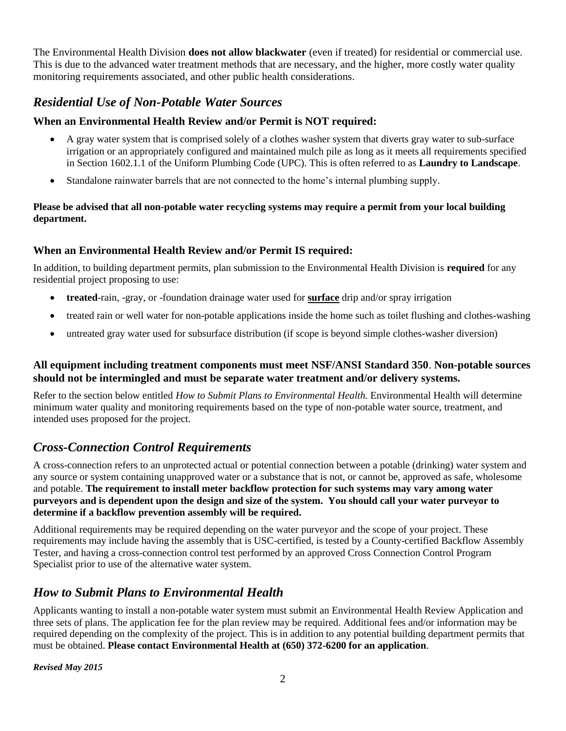The Environmental Health Division **does not allow blackwater** (even if treated) for residential or commercial use. This is due to the advanced water treatment methods that are necessary, and the higher, more costly water quality monitoring requirements associated, and other public health considerations.

## *Residential Use of Non-Potable Water Sources*

### When an Environmental Health Review and/or Permit is NOT required:

- A gray water system that is comprised solely of a clothes washer system that diverts gray water to sub-surface irrigation or an appropriately configured and maintained mulch pile as long as it meets all requirements specified in Section 1602.1.1 of the Uniform Plumbing Code (UPC). This is often referred to as **Laundry to Landscape**.
- Standalone rainwater barrels that are not connected to the home's internal plumbing supply.

**Please be advised that all non-potable water recycling systems may require a permit from your local building department.**

### When an Environmental Health Review and/or Permit IS required:

In addition, to building department permits, plan submission to the Environmental Health Division is **required** for any residential project proposing to use:

- **treated**-rain, -gray, or -foundation drainage water used for **surface** drip and/or spray irrigation
- treated rain or well water for non-potable applications inside the home such as toilet flushing and clothes-washing
- untreated gray water used for subsurface distribution (if scope is beyond simple clothes-washer diversion)

**All equipment including treatment components must meet NSF/ANSI Standard 350**. **Non-potable sources should not be intermingled and must be separate water treatment and/or delivery systems.**

Refer to the section below entitled *How to Submit Plans to Environmental Health.* Environmental Health will determine minimum water quality and monitoring requirements based on the type of non-potable water source, treatment, and intended uses proposed for the project.

## *Cross-Connection Control Requirements*

A cross-connection refers to an unprotected actual or potential connection between a potable (drinking) water system and any source or system containing unapproved water or a substance that is not, or cannot be, approved as safe, wholesome and potable. **The requirement to install meter backflow protection for such systems may vary among water purveyors and is dependent upon the design and size of the system. You should call your water purveyor to determine if a backflow prevention assembly will be required.**

Additional requirements may be required depending on the water purveyor and the scope of your project. These requirements may include having the assembly that is USC-certified, is tested by a County-certified Backflow Assembly Tester, and having a cross-connection control test performed by an approved Cross Connection Control Program Specialist prior to use of the alternative water system.

## *How to Submit Plans to Environmental Health*

Applicants wanting to install a non-potable water system must submit an Environmental Health Review Application and three sets of plans. The application fee for the plan review may be required. Additional fees and/or information may be required depending on the complexity of the project. This is in addition to any potential building department permits that must be obtained. **Please contact Environmental Health at (650) 372-6200 for an application**.

***Revised May 2015***